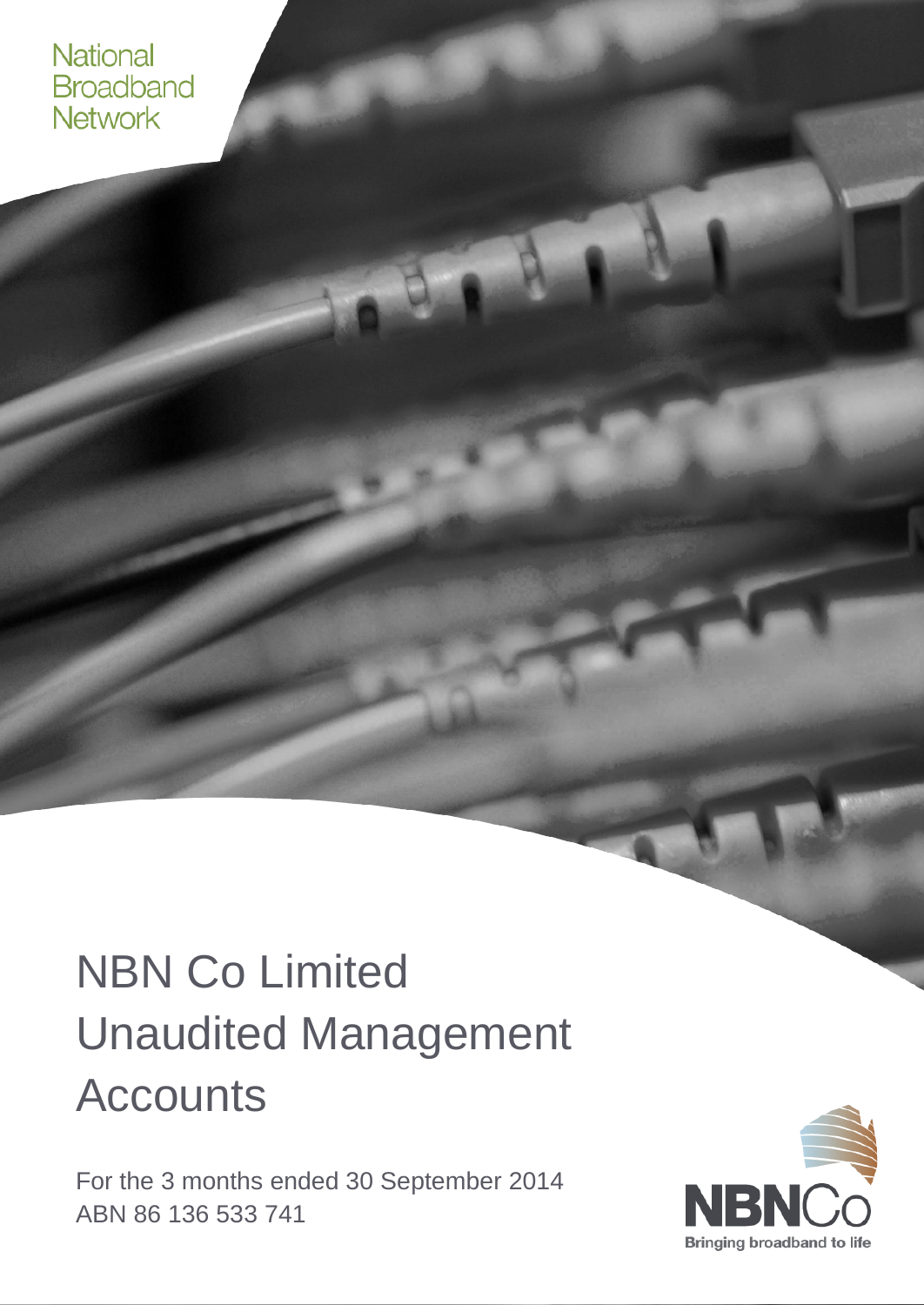National
Broadband
Network

# NBN Co Limited Unaudited Management Accounts

For the 3 months ended 30 September 2014
ABN 86 136 533 741

NBNCo
Bringing broadband to life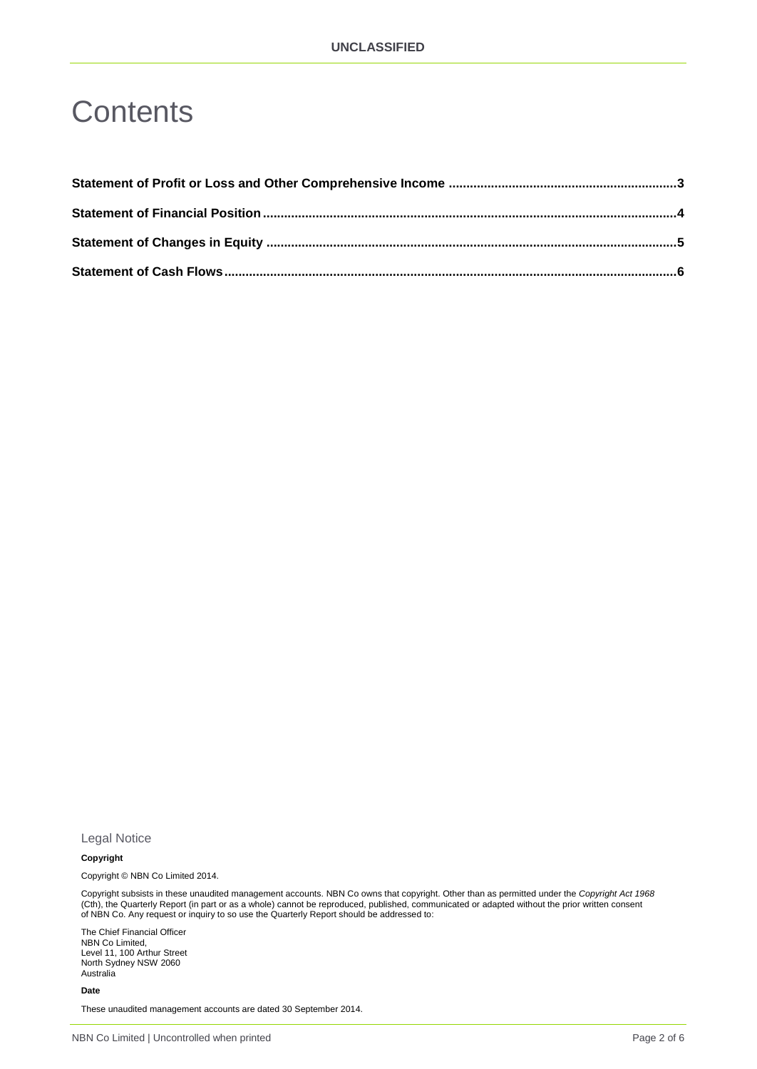# Contents

**Statement of Profit or Loss and Other Comprehensive Income ................................................................3**

**Statement of Financial Position....................................................................................................................4**

**Statement of Changes in Equity ...................................................................................................................5**

**Statement of Cash Flows...............................................................................................................................6**

## Legal Notice

**Copyright**

Copyright © NBN Co Limited 2014.

Copyright subsists in these unaudited management accounts. NBN Co owns that copyright. Other than as permitted under the *Copyright Act 1968* (Cth), the Quarterly Report (in part or as a whole) cannot be reproduced, published, communicated or adapted without the prior written consent of NBN Co. Any request or inquiry to so use the Quarterly Report should be addressed to:

The Chief Financial Officer
NBN Co Limited,
Level 11, 100 Arthur Street
North Sydney NSW 2060
Australia

**Date**

These unaudited management accounts are dated 30 September 2014.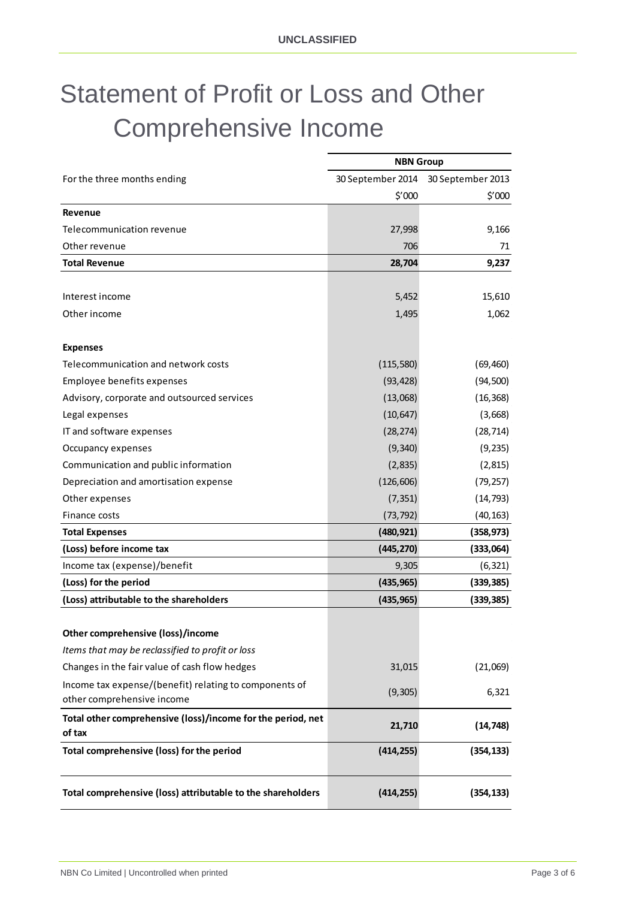# Statement of Profit or Loss and Other Comprehensive Income

| | NBN Group | |
|---|---|---|
| For the three months ending | 30 September 2014 | 30 September 2013 |
| | $'000 | $'000 |
| **Revenue** | | |
| Telecommunication revenue | 27,998 | 9,166 |
| Other revenue | 706 | 71 |
| **Total Revenue** | **28,704** | **9,237** |
| | | |
| Interest income | 5,452 | 15,610 |
| Other income | 1,495 | 1,062 |
| | | |
| **Expenses** | | |
| Telecommunication and network costs | (115,580) | (69,460) |
| Employee benefits expenses | (93,428) | (94,500) |
| Advisory, corporate and outsourced services | (13,068) | (16,368) |
| Legal expenses | (10,647) | (3,668) |
| IT and software expenses | (28,274) | (28,714) |
| Occupancy expenses | (9,340) | (9,235) |
| Communication and public information | (2,835) | (2,815) |
| Depreciation and amortisation expense | (126,606) | (79,257) |
| Other expenses | (7,351) | (14,793) |
| Finance costs | (73,792) | (40,163) |
| **Total Expenses** | **(480,921)** | **(358,973)** |
| **(Loss) before income tax** | **(445,270)** | **(333,064)** |
| Income tax (expense)/benefit | 9,305 | (6,321) |
| **(Loss) for the period** | **(435,965)** | **(339,385)** |
| **(Loss) attributable to the shareholders** | **(435,965)** | **(339,385)** |
| | | |
| **Other comprehensive (loss)/income** | | |
| *Items that may be reclassified to profit or loss* | | |
| Changes in the fair value of cash flow hedges | 31,015 | (21,069) |
| Income tax expense/(benefit) relating to components of other comprehensive income | (9,305) | 6,321 |
| **Total other comprehensive (loss)/income for the period, net of tax** | **21,710** | **(14,748)** |
| **Total comprehensive (loss) for the period** | **(414,255)** | **(354,133)** |
| | | |
| **Total comprehensive (loss) attributable to the shareholders** | **(414,255)** | **(354,133)** |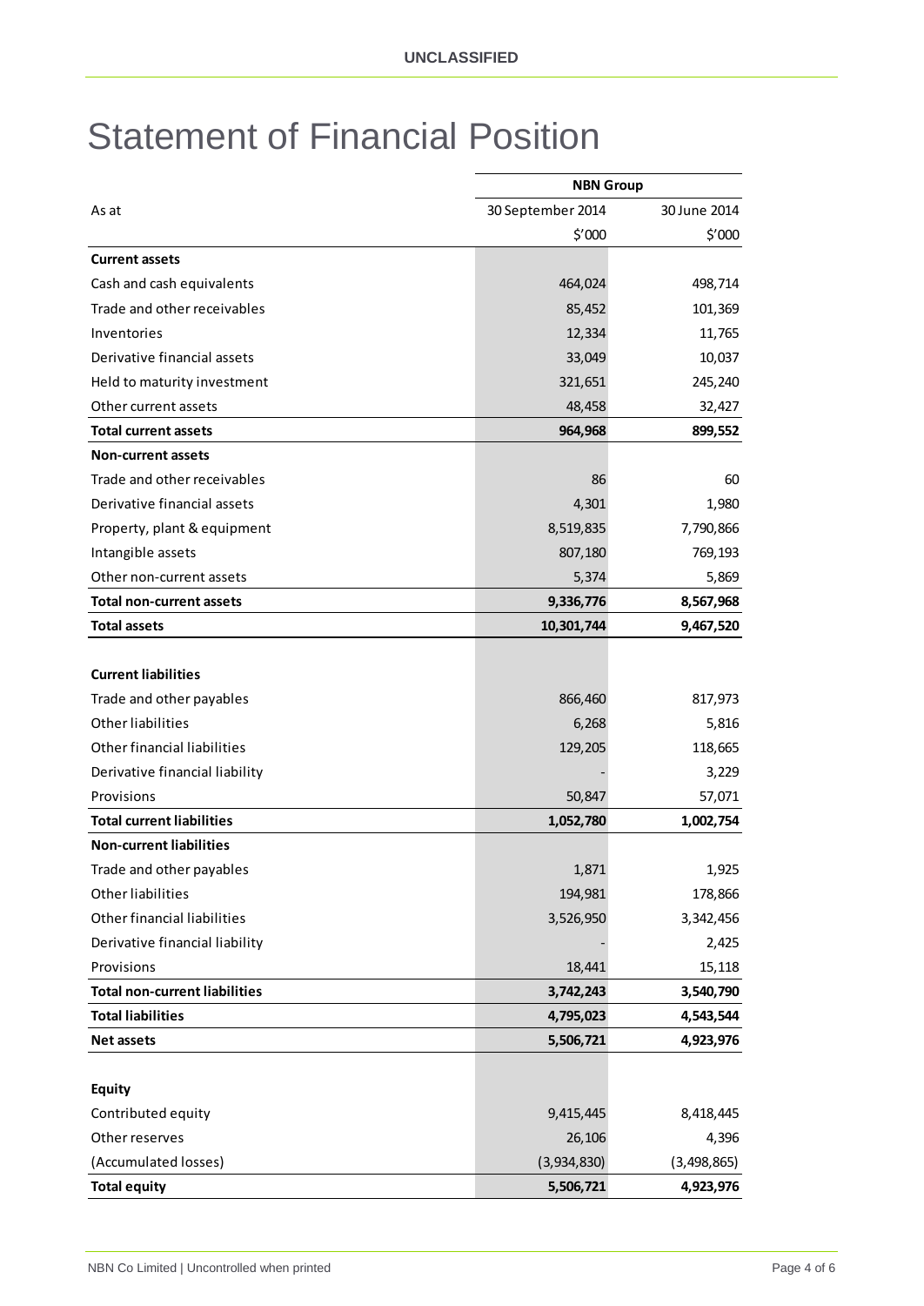# Statement of Financial Position

| | NBN Group | |
|---|---|---|
| As at | 30 September 2014 | 30 June 2014 |
| | $'000 | $'000 |
| **Current assets** | | |
| Cash and cash equivalents | 464,024 | 498,714 |
| Trade and other receivables | 85,452 | 101,369 |
| Inventories | 12,334 | 11,765 |
| Derivative financial assets | 33,049 | 10,037 |
| Held to maturity investment | 321,651 | 245,240 |
| Other current assets | 48,458 | 32,427 |
| **Total current assets** | **964,968** | **899,552** |
| **Non-current assets** | | |
| Trade and other receivables | 86 | 60 |
| Derivative financial assets | 4,301 | 1,980 |
| Property, plant & equipment | 8,519,835 | 7,790,866 |
| Intangible assets | 807,180 | 769,193 |
| Other non-current assets | 5,374 | 5,869 |
| **Total non-current assets** | **9,336,776** | **8,567,968** |
| **Total assets** | **10,301,744** | **9,467,520** |
| | | |
| **Current liabilities** | | |
| Trade and other payables | 866,460 | 817,973 |
| Other liabilities | 6,268 | 5,816 |
| Other financial liabilities | 129,205 | 118,665 |
| Derivative financial liability | - | 3,229 |
| Provisions | 50,847 | 57,071 |
| **Total current liabilities** | **1,052,780** | **1,002,754** |
| **Non-current liabilities** | | |
| Trade and other payables | 1,871 | 1,925 |
| Other liabilities | 194,981 | 178,866 |
| Other financial liabilities | 3,526,950 | 3,342,456 |
| Derivative financial liability | - | 2,425 |
| Provisions | 18,441 | 15,118 |
| **Total non-current liabilities** | **3,742,243** | **3,540,790** |
| **Total liabilities** | **4,795,023** | **4,543,544** |
| **Net assets** | **5,506,721** | **4,923,976** |
| | | |
| **Equity** | | |
| Contributed equity | 9,415,445 | 8,418,445 |
| Other reserves | 26,106 | 4,396 |
| (Accumulated losses) | (3,934,830) | (3,498,865) |
| **Total equity** | **5,506,721** | **4,923,976** |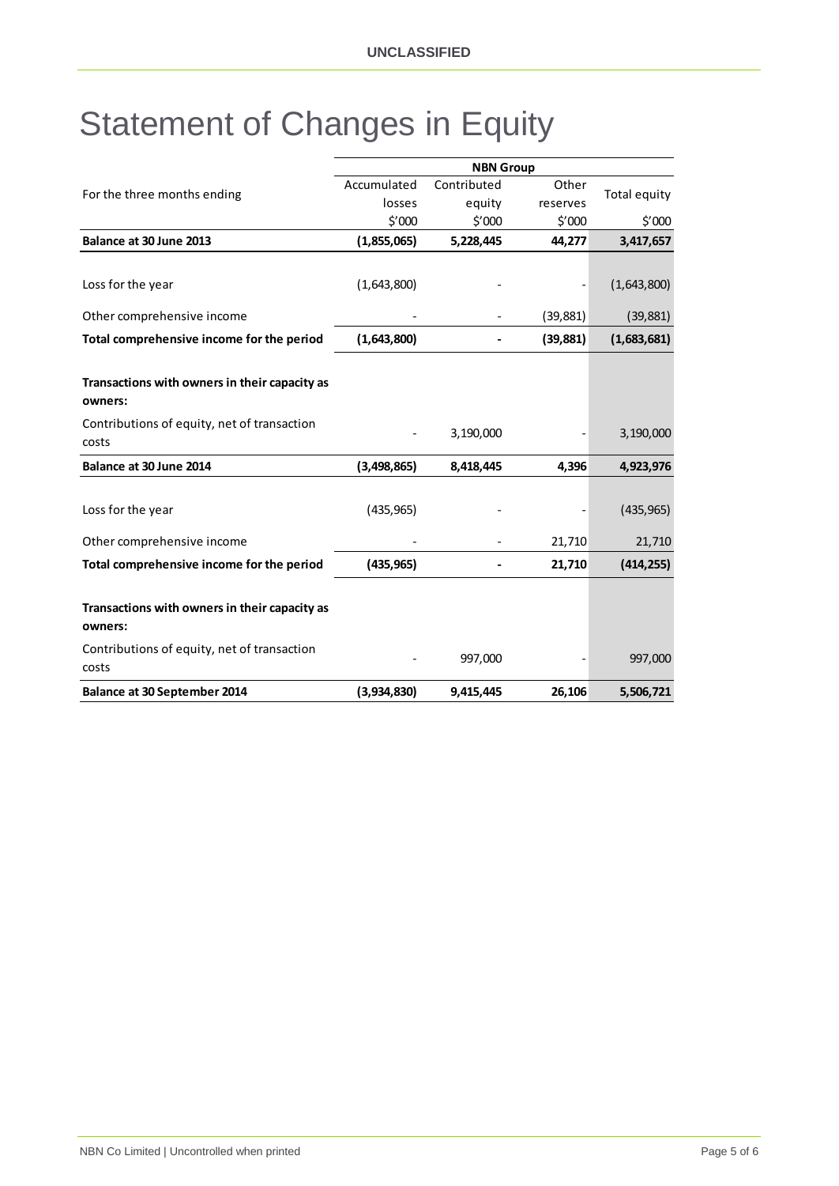# Statement of Changes in Equity

| For the three months ending | NBN Group | | | |
|---|---|---|---|---|
| | Accumulated losses | Contributed equity | Other reserves | Total equity |
| | $'000 | $'000 | $'000 | $'000 |
| **Balance at 30 June 2013** | **(1,855,065)** | **5,228,445** | **44,277** | **3,417,657** |
| Loss for the year | (1,643,800) | - | - | (1,643,800) |
| Other comprehensive income | - | - | (39,881) | (39,881) |
| **Total comprehensive income for the period** | **(1,643,800)** | **-** | **(39,881)** | **(1,683,681)** |
| **Transactions with owners in their capacity as owners:** | | | | |
| Contributions of equity, net of transaction costs | - | 3,190,000 | - | 3,190,000 |
| **Balance at 30 June 2014** | **(3,498,865)** | **8,418,445** | **4,396** | **4,923,976** |
| Loss for the year | (435,965) | - | - | (435,965) |
| Other comprehensive income | - | - | 21,710 | 21,710 |
| **Total comprehensive income for the period** | **(435,965)** | **-** | **21,710** | **(414,255)** |
| **Transactions with owners in their capacity as owners:** | | | | |
| Contributions of equity, net of transaction costs | - | 997,000 | - | 997,000 |
| **Balance at 30 September 2014** | **(3,934,830)** | **9,415,445** | **26,106** | **5,506,721** |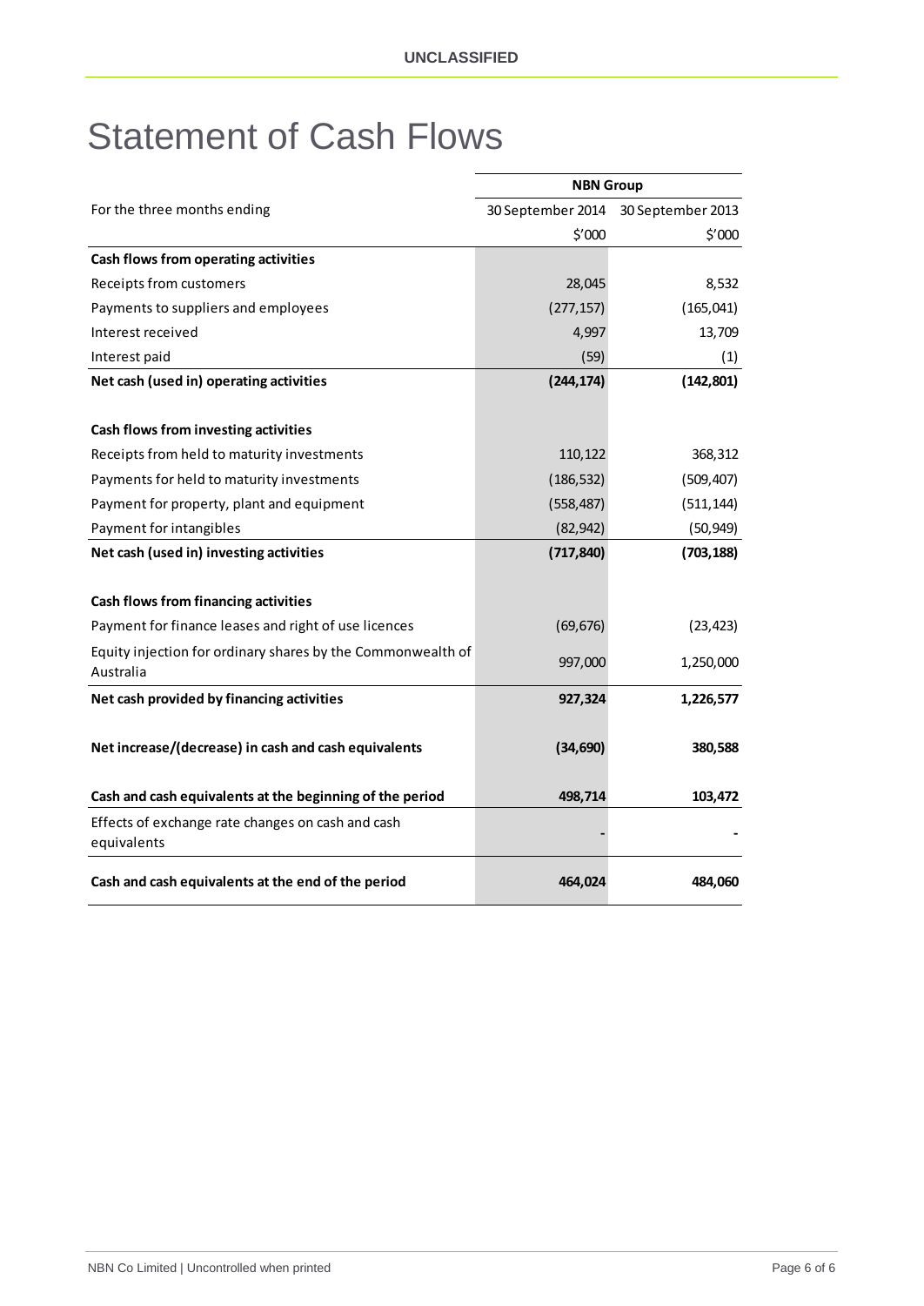# Statement of Cash Flows

| | NBN Group | |
|---|---|---|
| For the three months ending | 30 September 2014 | 30 September 2013 |
| | $'000 | $'000 |
| **Cash flows from operating activities** | | |
| Receipts from customers | 28,045 | 8,532 |
| Payments to suppliers and employees | (277,157) | (165,041) |
| Interest received | 4,997 | 13,709 |
| Interest paid | (59) | (1) |
| **Net cash (used in) operating activities** | **(244,174)** | **(142,801)** |
| | | |
| **Cash flows from investing activities** | | |
| Receipts from held to maturity investments | 110,122 | 368,312 |
| Payments for held to maturity investments | (186,532) | (509,407) |
| Payment for property, plant and equipment | (558,487) | (511,144) |
| Payment for intangibles | (82,942) | (50,949) |
| **Net cash (used in) investing activities** | **(717,840)** | **(703,188)** |
| | | |
| **Cash flows from financing activities** | | |
| Payment for finance leases and right of use licences | (69,676) | (23,423) |
| Equity injection for ordinary shares by the Commonwealth of Australia | 997,000 | 1,250,000 |
| **Net cash provided by financing activities** | **927,324** | **1,226,577** |
| | | |
| **Net increase/(decrease) in cash and cash equivalents** | **(34,690)** | **380,588** |
| | | |
| **Cash and cash equivalents at the beginning of the period** | **498,714** | **103,472** |
| Effects of exchange rate changes on cash and cash equivalents | - | - |
| **Cash and cash equivalents at the end of the period** | **464,024** | **484,060** |